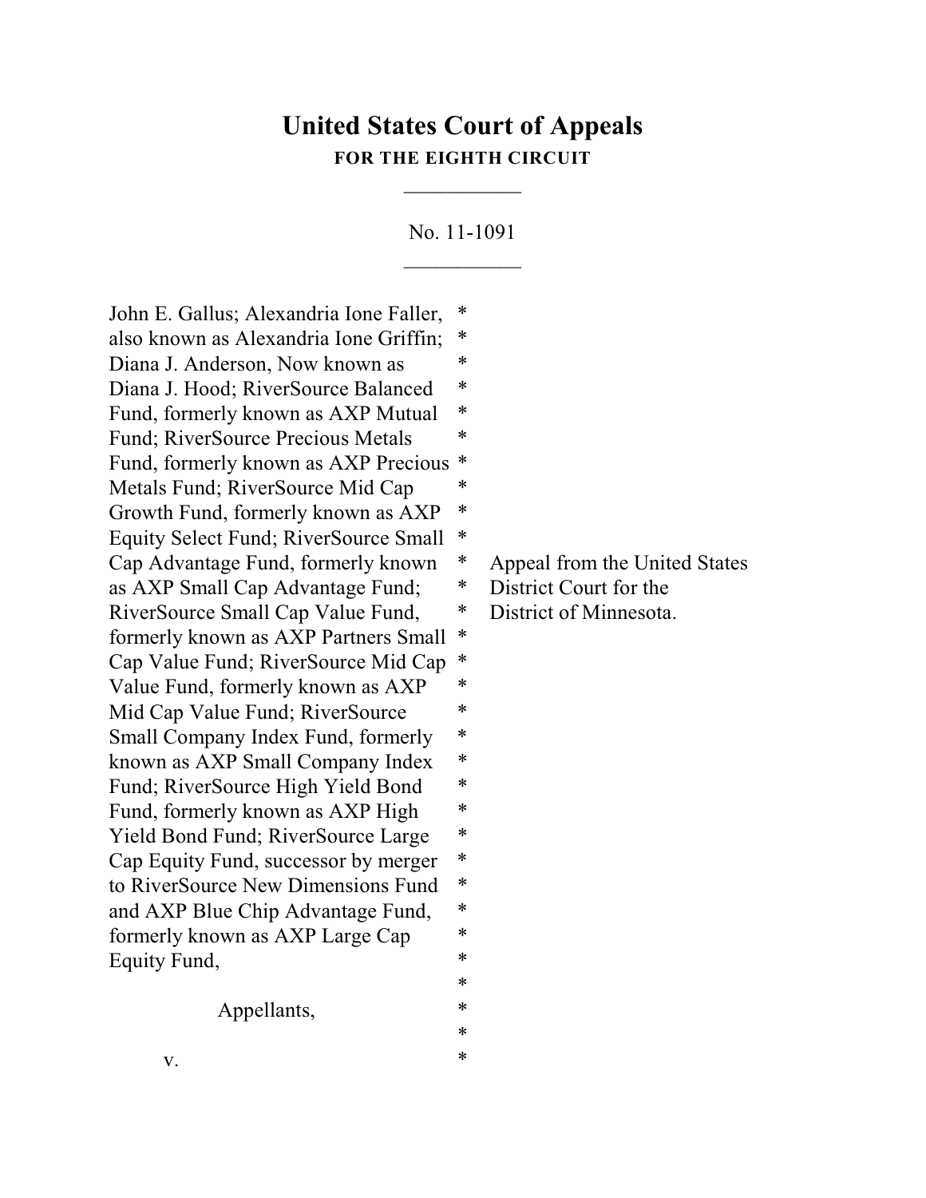# United States Court of Appeals

**FOR THE EIGHTH CIRCUIT**

\_\_\_\_\_\_\_\_\_\_\_

No. 11-1091

\_\_\_\_\_\_\_\_\_\_\_

John E. Gallus; Alexandria Ione Faller, also known as Alexandria Ione Griffin; Diana J. Anderson, Now known as Diana J. Hood; RiverSource Balanced Fund, formerly known as AXP Mutual Fund; RiverSource Precious Metals Fund, formerly known as AXP Precious Metals Fund; RiverSource Mid Cap Growth Fund, formerly known as AXP Equity Select Fund; RiverSource Small Cap Advantage Fund, formerly known as AXP Small Cap Advantage Fund; RiverSource Small Cap Value Fund, formerly known as AXP Partners Small Cap Value Fund; RiverSource Mid Cap Value Fund, formerly known as AXP Mid Cap Value Fund; RiverSource Small Company Index Fund, formerly known as AXP Small Company Index Fund; RiverSource High Yield Bond Fund, formerly known as AXP High Yield Bond Fund; RiverSource Large Cap Equity Fund, successor by merger to RiverSource New Dimensions Fund and AXP Blue Chip Advantage Fund, formerly known as AXP Large Cap Equity Fund,

Appellants,

v.

Appeal from the United States District Court for the District of Minnesota.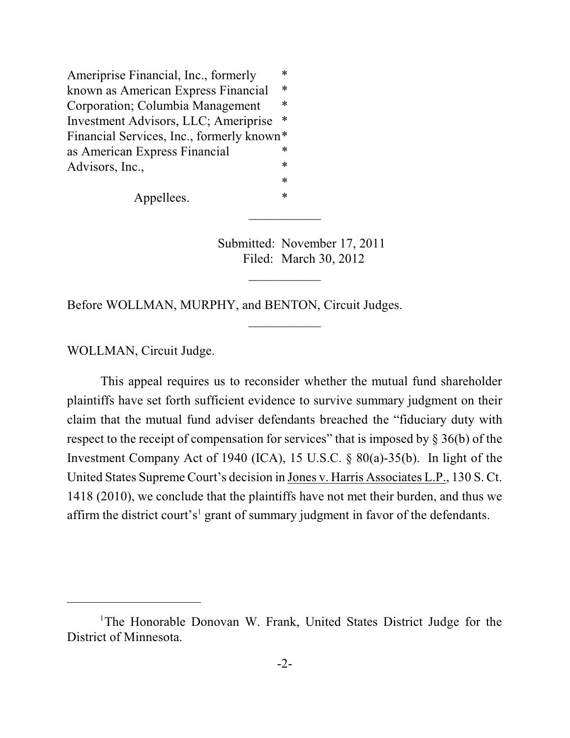Ameriprise Financial, Inc., formerly known as American Express Financial Corporation; Columbia Management Investment Advisors, LLC; Ameriprise Financial Services, Inc., formerly known as American Express Financial Advisors, Inc.,

Appellees.

---

Submitted: November 17, 2011
Filed: March 30, 2012

---

Before WOLLMAN, MURPHY, and BENTON, Circuit Judges.

---

WOLLMAN, Circuit Judge.

This appeal requires us to reconsider whether the mutual fund shareholder plaintiffs have set forth sufficient evidence to survive summary judgment on their claim that the mutual fund adviser defendants breached the "fiduciary duty with respect to the receipt of compensation for services" that is imposed by § 36(b) of the Investment Company Act of 1940 (ICA), 15 U.S.C. § 80(a)-35(b). In light of the United States Supreme Court's decision in Jones v. Harris Associates L.P., 130 S. Ct. 1418 (2010), we conclude that the plaintiffs have not met their burden, and thus we affirm the district court's[1] grant of summary judgment in favor of the defendants.

---

[1]The Honorable Donovan W. Frank, United States District Judge for the District of Minnesota.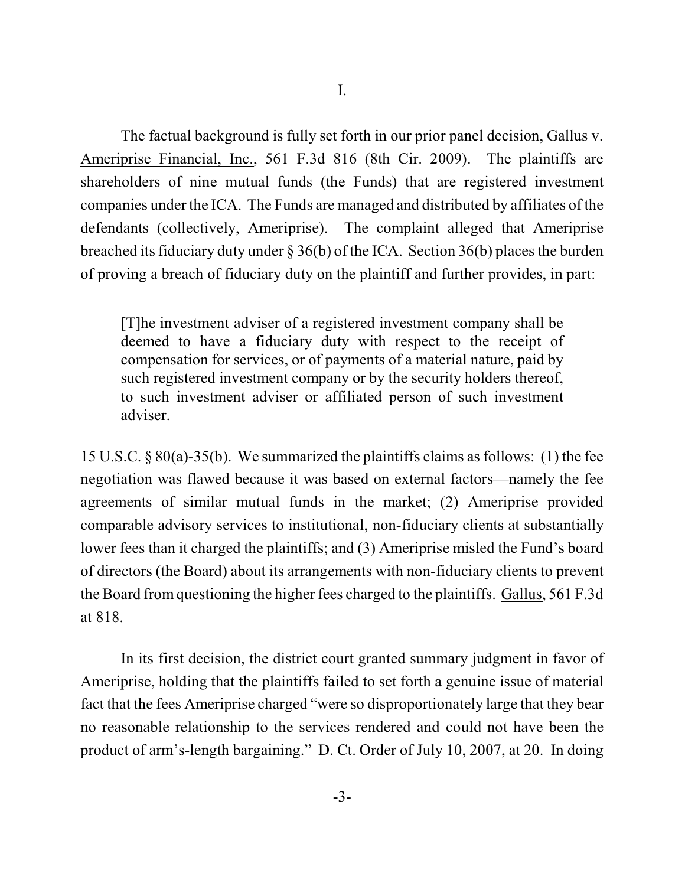# I.

The factual background is fully set forth in our prior panel decision, Gallus v. Ameriprise Financial, Inc., 561 F.3d 816 (8th Cir. 2009). The plaintiffs are shareholders of nine mutual funds (the Funds) that are registered investment companies under the ICA. The Funds are managed and distributed by affiliates of the defendants (collectively, Ameriprise). The complaint alleged that Ameriprise breached its fiduciary duty under § 36(b) of the ICA. Section 36(b) places the burden of proving a breach of fiduciary duty on the plaintiff and further provides, in part:

> [T]he investment adviser of a registered investment company shall be deemed to have a fiduciary duty with respect to the receipt of compensation for services, or of payments of a material nature, paid by such registered investment company or by the security holders thereof, to such investment adviser or affiliated person of such investment adviser.

15 U.S.C. § 80(a)-35(b). We summarized the plaintiffs claims as follows: (1) the fee negotiation was flawed because it was based on external factors—namely the fee agreements of similar mutual funds in the market; (2) Ameriprise provided comparable advisory services to institutional, non-fiduciary clients at substantially lower fees than it charged the plaintiffs; and (3) Ameriprise misled the Fund's board of directors (the Board) about its arrangements with non-fiduciary clients to prevent the Board from questioning the higher fees charged to the plaintiffs. Gallus, 561 F.3d at 818.

In its first decision, the district court granted summary judgment in favor of Ameriprise, holding that the plaintiffs failed to set forth a genuine issue of material fact that the fees Ameriprise charged "were so disproportionately large that they bear no reasonable relationship to the services rendered and could not have been the product of arm's-length bargaining." D. Ct. Order of July 10, 2007, at 20. In doing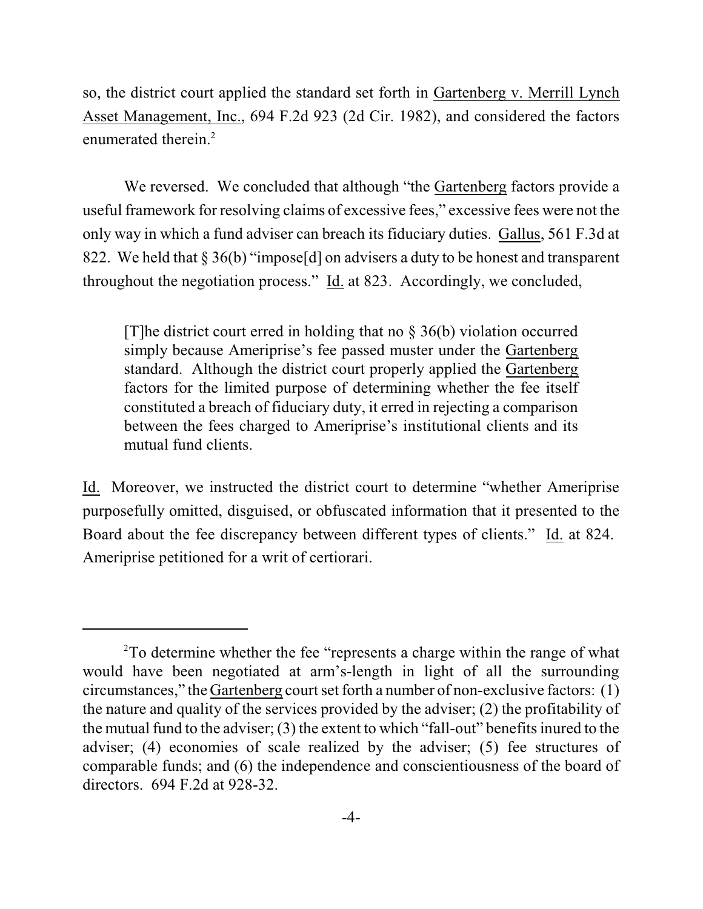so, the district court applied the standard set forth in Gartenberg v. Merrill Lynch Asset Management, Inc., 694 F.2d 923 (2d Cir. 1982), and considered the factors enumerated therein.[2]

We reversed. We concluded that although "the Gartenberg factors provide a useful framework for resolving claims of excessive fees," excessive fees were not the only way in which a fund adviser can breach its fiduciary duties. Gallus, 561 F.3d at 822. We held that § 36(b) "impose[d] on advisers a duty to be honest and transparent throughout the negotiation process." Id. at 823. Accordingly, we concluded,

> [T]he district court erred in holding that no § 36(b) violation occurred simply because Ameriprise's fee passed muster under the Gartenberg standard. Although the district court properly applied the Gartenberg factors for the limited purpose of determining whether the fee itself constituted a breach of fiduciary duty, it erred in rejecting a comparison between the fees charged to Ameriprise's institutional clients and its mutual fund clients.

Id. Moreover, we instructed the district court to determine "whether Ameriprise purposefully omitted, disguised, or obfuscated information that it presented to the Board about the fee discrepancy between different types of clients." Id. at 824. Ameriprise petitioned for a writ of certiorari.

---

[2]To determine whether the fee "represents a charge within the range of what would have been negotiated at arm's-length in light of all the surrounding circumstances," the Gartenberg court set forth a number of non-exclusive factors: (1) the nature and quality of the services provided by the adviser; (2) the profitability of the mutual fund to the adviser; (3) the extent to which "fall-out" benefits inured to the adviser; (4) economies of scale realized by the adviser; (5) fee structures of comparable funds; and (6) the independence and conscientiousness of the board of directors. 694 F.2d at 928-32.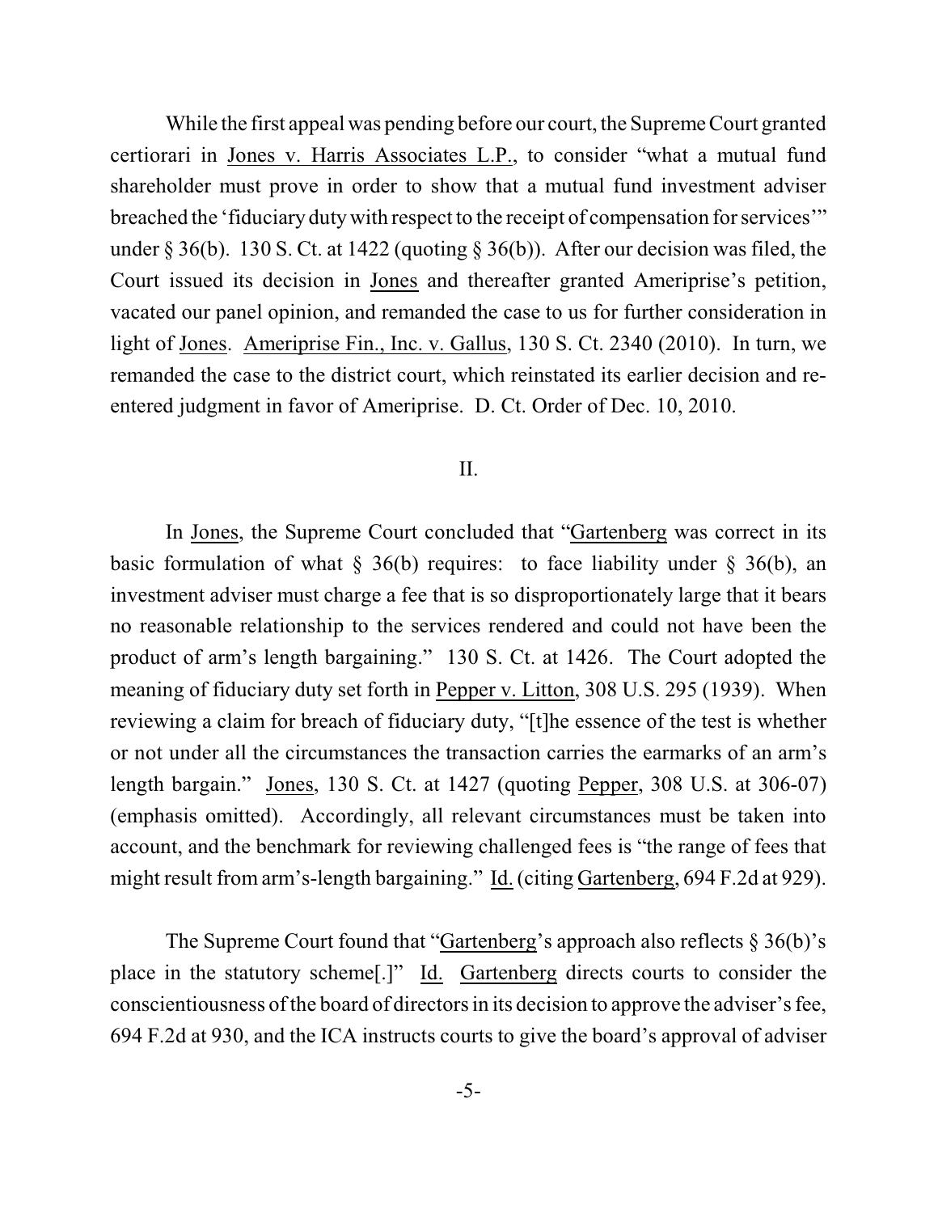While the first appeal was pending before our court, the Supreme Court granted certiorari in Jones v. Harris Associates L.P., to consider "what a mutual fund shareholder must prove in order to show that a mutual fund investment adviser breached the 'fiduciary duty with respect to the receipt of compensation for services'" under § 36(b). 130 S. Ct. at 1422 (quoting § 36(b)). After our decision was filed, the Court issued its decision in Jones and thereafter granted Ameriprise's petition, vacated our panel opinion, and remanded the case to us for further consideration in light of Jones. Ameriprise Fin., Inc. v. Gallus, 130 S. Ct. 2340 (2010). In turn, we remanded the case to the district court, which reinstated its earlier decision and re-entered judgment in favor of Ameriprise. D. Ct. Order of Dec. 10, 2010.

## II.

In Jones, the Supreme Court concluded that "Gartenberg was correct in its basic formulation of what § 36(b) requires: to face liability under § 36(b), an investment adviser must charge a fee that is so disproportionately large that it bears no reasonable relationship to the services rendered and could not have been the product of arm's length bargaining." 130 S. Ct. at 1426. The Court adopted the meaning of fiduciary duty set forth in Pepper v. Litton, 308 U.S. 295 (1939). When reviewing a claim for breach of fiduciary duty, "[t]he essence of the test is whether or not under all the circumstances the transaction carries the earmarks of an arm's length bargain." Jones, 130 S. Ct. at 1427 (quoting Pepper, 308 U.S. at 306-07) (emphasis omitted). Accordingly, all relevant circumstances must be taken into account, and the benchmark for reviewing challenged fees is "the range of fees that might result from arm's-length bargaining." Id. (citing Gartenberg, 694 F.2d at 929).

The Supreme Court found that "Gartenberg's approach also reflects § 36(b)'s place in the statutory scheme[.]" Id. Gartenberg directs courts to consider the conscientiousness of the board of directors in its decision to approve the adviser's fee, 694 F.2d at 930, and the ICA instructs courts to give the board's approval of adviser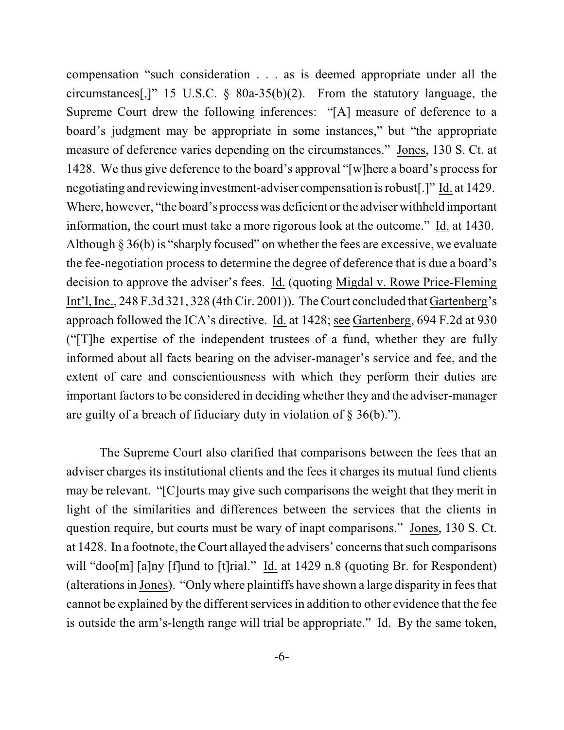compensation "such consideration . . . as is deemed appropriate under all the circumstances[,]" 15 U.S.C. § 80a-35(b)(2). From the statutory language, the Supreme Court drew the following inferences: "[A] measure of deference to a board's judgment may be appropriate in some instances," but "the appropriate measure of deference varies depending on the circumstances." Jones, 130 S. Ct. at 1428. We thus give deference to the board's approval "[w]here a board's process for negotiating and reviewing investment-adviser compensation is robust[.]" Id. at 1429. Where, however, "the board's process was deficient or the adviser withheld important information, the court must take a more rigorous look at the outcome." Id. at 1430. Although § 36(b) is "sharply focused" on whether the fees are excessive, we evaluate the fee-negotiation process to determine the degree of deference that is due a board's decision to approve the adviser's fees. Id. (quoting Migdal v. Rowe Price-Fleming Int'l, Inc., 248 F.3d 321, 328 (4th Cir. 2001)). The Court concluded that Gartenberg's approach followed the ICA's directive. Id. at 1428; see Gartenberg, 694 F.2d at 930 ("[T]he expertise of the independent trustees of a fund, whether they are fully informed about all facts bearing on the adviser-manager's service and fee, and the extent of care and conscientiousness with which they perform their duties are important factors to be considered in deciding whether they and the adviser-manager are guilty of a breach of fiduciary duty in violation of § 36(b).").

The Supreme Court also clarified that comparisons between the fees that an adviser charges its institutional clients and the fees it charges its mutual fund clients may be relevant. "[C]ourts may give such comparisons the weight that they merit in light of the similarities and differences between the services that the clients in question require, but courts must be wary of inapt comparisons." Jones, 130 S. Ct. at 1428. In a footnote, the Court allayed the advisers' concerns that such comparisons will "doo[m] [a]ny [f]und to [t]rial." Id. at 1429 n.8 (quoting Br. for Respondent) (alterations in Jones). "Only where plaintiffs have shown a large disparity in fees that cannot be explained by the different services in addition to other evidence that the fee is outside the arm's-length range will trial be appropriate." Id. By the same token,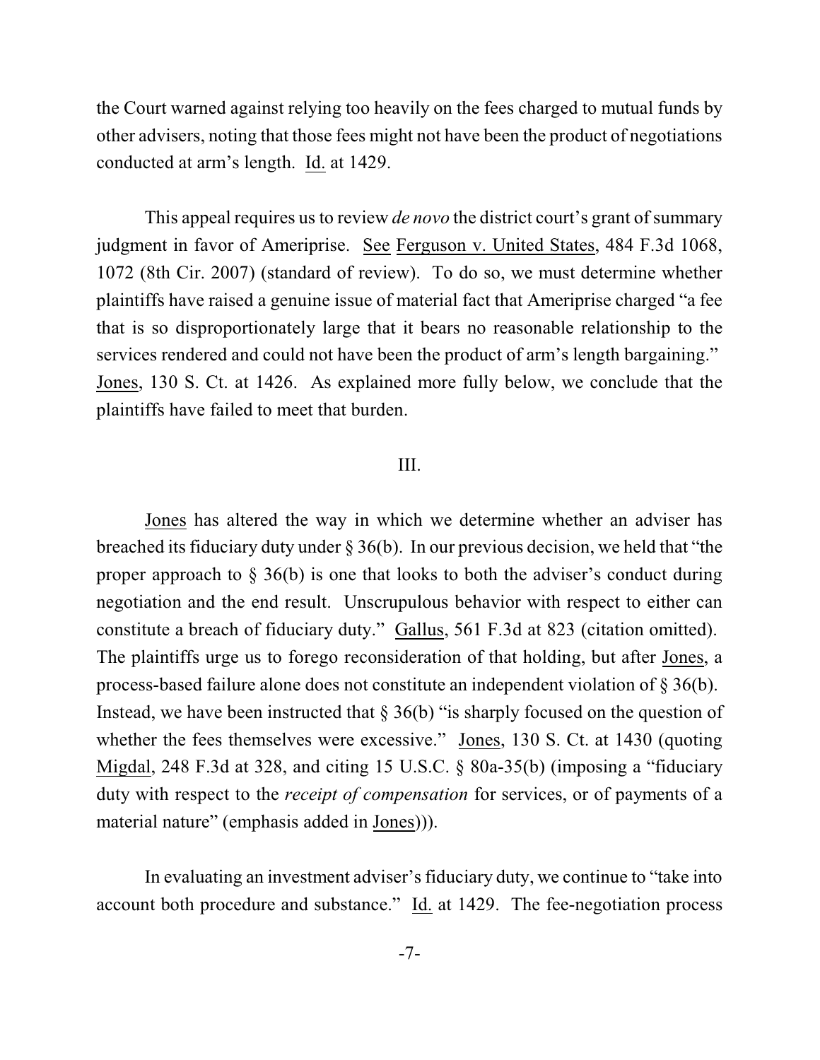the Court warned against relying too heavily on the fees charged to mutual funds by other advisers, noting that those fees might not have been the product of negotiations conducted at arm's length. Id. at 1429.

This appeal requires us to review *de novo* the district court's grant of summary judgment in favor of Ameriprise. See Ferguson v. United States, 484 F.3d 1068, 1072 (8th Cir. 2007) (standard of review). To do so, we must determine whether plaintiffs have raised a genuine issue of material fact that Ameriprise charged "a fee that is so disproportionately large that it bears no reasonable relationship to the services rendered and could not have been the product of arm's length bargaining." Jones, 130 S. Ct. at 1426. As explained more fully below, we conclude that the plaintiffs have failed to meet that burden.

## III.

Jones has altered the way in which we determine whether an adviser has breached its fiduciary duty under § 36(b). In our previous decision, we held that "the proper approach to § 36(b) is one that looks to both the adviser's conduct during negotiation and the end result. Unscrupulous behavior with respect to either can constitute a breach of fiduciary duty." Gallus, 561 F.3d at 823 (citation omitted). The plaintiffs urge us to forego reconsideration of that holding, but after Jones, a process-based failure alone does not constitute an independent violation of § 36(b). Instead, we have been instructed that § 36(b) "is sharply focused on the question of whether the fees themselves were excessive." Jones, 130 S. Ct. at 1430 (quoting Migdal, 248 F.3d at 328, and citing 15 U.S.C. § 80a-35(b) (imposing a "fiduciary duty with respect to the *receipt of compensation* for services, or of payments of a material nature" (emphasis added in Jones))).

In evaluating an investment adviser's fiduciary duty, we continue to "take into account both procedure and substance." Id. at 1429. The fee-negotiation process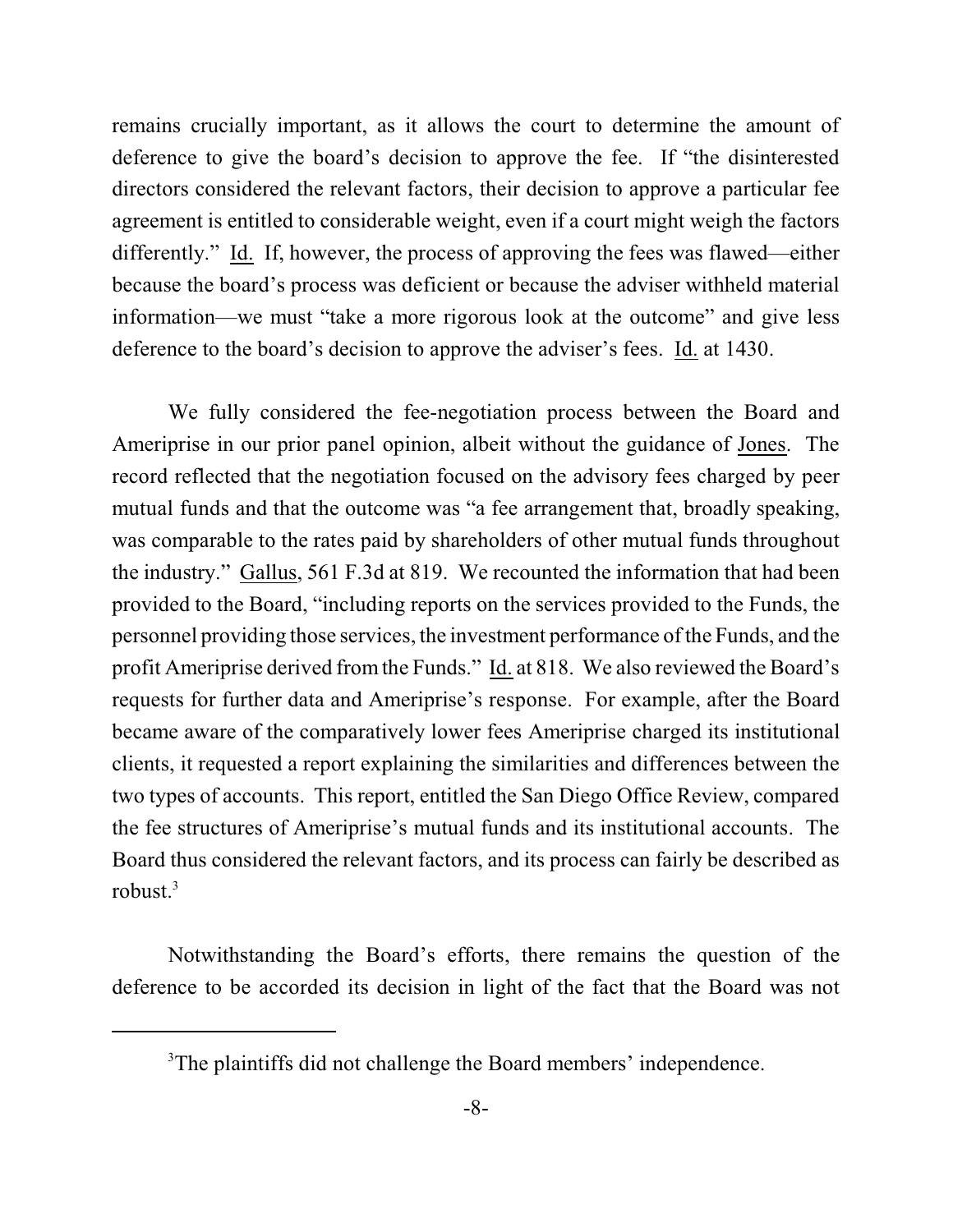remains crucially important, as it allows the court to determine the amount of deference to give the board's decision to approve the fee. If "the disinterested directors considered the relevant factors, their decision to approve a particular fee agreement is entitled to considerable weight, even if a court might weigh the factors differently." Id. If, however, the process of approving the fees was flawed—either because the board's process was deficient or because the adviser withheld material information—we must "take a more rigorous look at the outcome" and give less deference to the board's decision to approve the adviser's fees. Id. at 1430.

We fully considered the fee-negotiation process between the Board and Ameriprise in our prior panel opinion, albeit without the guidance of Jones. The record reflected that the negotiation focused on the advisory fees charged by peer mutual funds and that the outcome was "a fee arrangement that, broadly speaking, was comparable to the rates paid by shareholders of other mutual funds throughout the industry." Gallus, 561 F.3d at 819. We recounted the information that had been provided to the Board, "including reports on the services provided to the Funds, the personnel providing those services, the investment performance of the Funds, and the profit Ameriprise derived from the Funds." Id. at 818. We also reviewed the Board's requests for further data and Ameriprise's response. For example, after the Board became aware of the comparatively lower fees Ameriprise charged its institutional clients, it requested a report explaining the similarities and differences between the two types of accounts. This report, entitled the San Diego Office Review, compared the fee structures of Ameriprise's mutual funds and its institutional accounts. The Board thus considered the relevant factors, and its process can fairly be described as robust.[3]

Notwithstanding the Board's efforts, there remains the question of the deference to be accorded its decision in light of the fact that the Board was not

[3]The plaintiffs did not challenge the Board members' independence.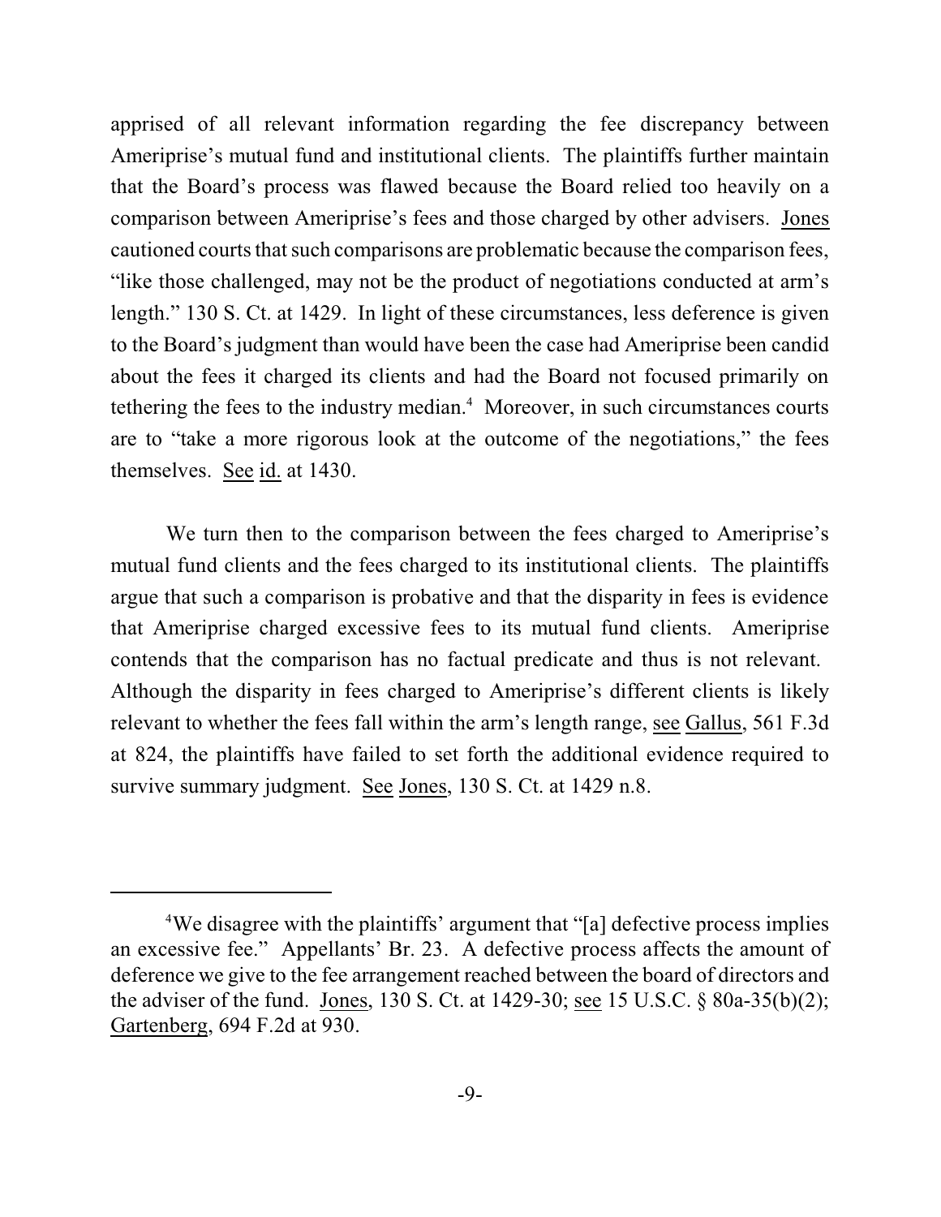apprised of all relevant information regarding the fee discrepancy between Ameriprise's mutual fund and institutional clients. The plaintiffs further maintain that the Board's process was flawed because the Board relied too heavily on a comparison between Ameriprise's fees and those charged by other advisers. Jones cautioned courts that such comparisons are problematic because the comparison fees, "like those challenged, may not be the product of negotiations conducted at arm's length." 130 S. Ct. at 1429. In light of these circumstances, less deference is given to the Board's judgment than would have been the case had Ameriprise been candid about the fees it charged its clients and had the Board not focused primarily on tethering the fees to the industry median.[4] Moreover, in such circumstances courts are to "take a more rigorous look at the outcome of the negotiations," the fees themselves. See id. at 1430.

We turn then to the comparison between the fees charged to Ameriprise's mutual fund clients and the fees charged to its institutional clients. The plaintiffs argue that such a comparison is probative and that the disparity in fees is evidence that Ameriprise charged excessive fees to its mutual fund clients. Ameriprise contends that the comparison has no factual predicate and thus is not relevant. Although the disparity in fees charged to Ameriprise's different clients is likely relevant to whether the fees fall within the arm's length range, see Gallus, 561 F.3d at 824, the plaintiffs have failed to set forth the additional evidence required to survive summary judgment. See Jones, 130 S. Ct. at 1429 n.8.

---

[4]We disagree with the plaintiffs' argument that "[a] defective process implies an excessive fee." Appellants' Br. 23. A defective process affects the amount of deference we give to the fee arrangement reached between the board of directors and the adviser of the fund. Jones, 130 S. Ct. at 1429-30; see 15 U.S.C. § 80a-35(b)(2); Gartenberg, 694 F.2d at 930.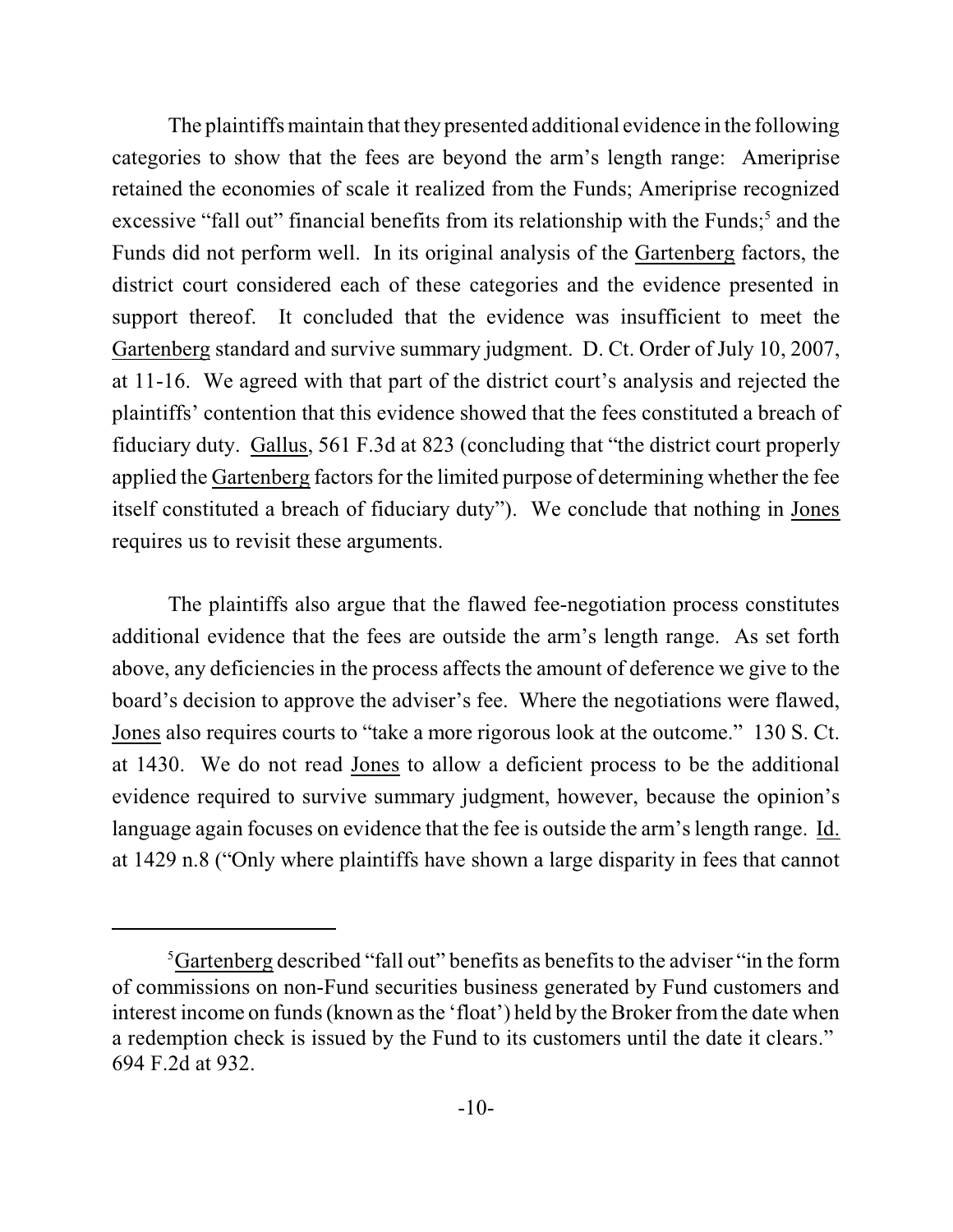The plaintiffs maintain that they presented additional evidence in the following categories to show that the fees are beyond the arm's length range: Ameriprise retained the economies of scale it realized from the Funds; Ameriprise recognized excessive "fall out" financial benefits from its relationship with the Funds;[5] and the Funds did not perform well. In its original analysis of the Gartenberg factors, the district court considered each of these categories and the evidence presented in support thereof. It concluded that the evidence was insufficient to meet the Gartenberg standard and survive summary judgment. D. Ct. Order of July 10, 2007, at 11-16. We agreed with that part of the district court's analysis and rejected the plaintiffs' contention that this evidence showed that the fees constituted a breach of fiduciary duty. Gallus, 561 F.3d at 823 (concluding that "the district court properly applied the Gartenberg factors for the limited purpose of determining whether the fee itself constituted a breach of fiduciary duty"). We conclude that nothing in Jones requires us to revisit these arguments.

The plaintiffs also argue that the flawed fee-negotiation process constitutes additional evidence that the fees are outside the arm's length range. As set forth above, any deficiencies in the process affects the amount of deference we give to the board's decision to approve the adviser's fee. Where the negotiations were flawed, Jones also requires courts to "take a more rigorous look at the outcome." 130 S. Ct. at 1430. We do not read Jones to allow a deficient process to be the additional evidence required to survive summary judgment, however, because the opinion's language again focuses on evidence that the fee is outside the arm's length range. Id. at 1429 n.8 ("Only where plaintiffs have shown a large disparity in fees that cannot

---

[5] Gartenberg described "fall out" benefits as benefits to the adviser "in the form of commissions on non-Fund securities business generated by Fund customers and interest income on funds (known as the 'float') held by the Broker from the date when a redemption check is issued by the Fund to its customers until the date it clears." 694 F.2d at 932.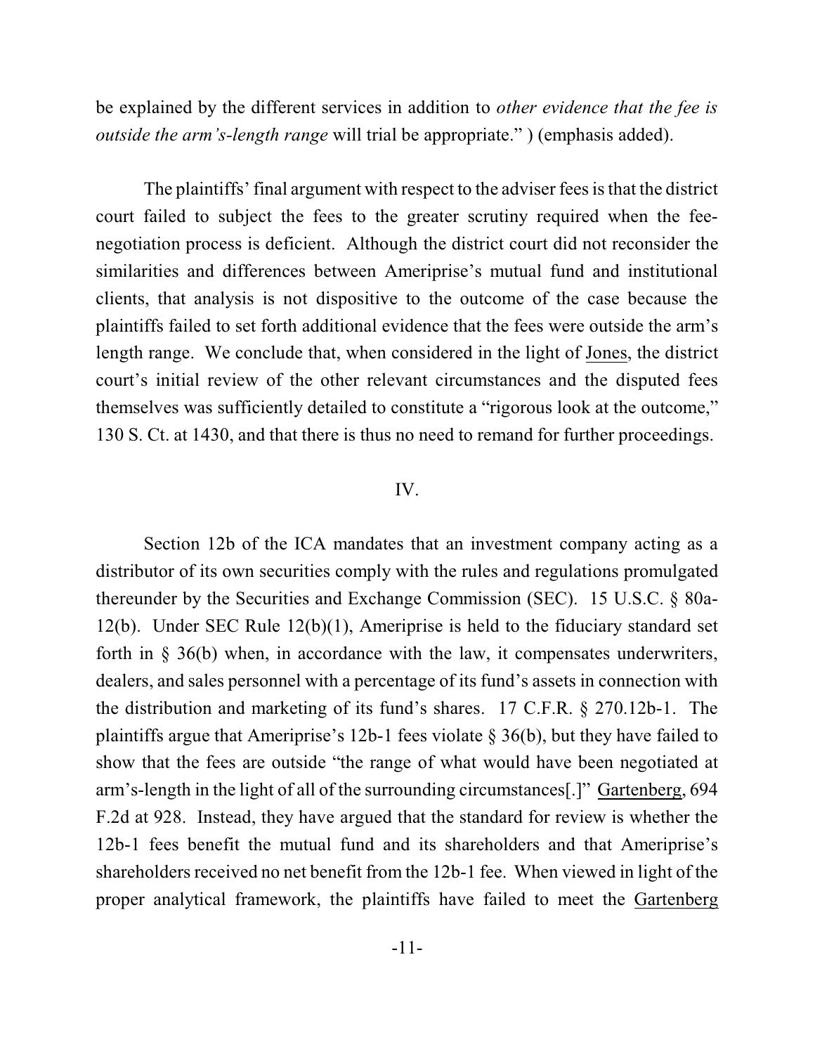be explained by the different services in addition to *other evidence that the fee is outside the arm's-length range* will trial be appropriate." ) (emphasis added).

The plaintiffs' final argument with respect to the adviser fees is that the district court failed to subject the fees to the greater scrutiny required when the fee-negotiation process is deficient. Although the district court did not reconsider the similarities and differences between Ameriprise's mutual fund and institutional clients, that analysis is not dispositive to the outcome of the case because the plaintiffs failed to set forth additional evidence that the fees were outside the arm's length range. We conclude that, when considered in the light of Jones, the district court's initial review of the other relevant circumstances and the disputed fees themselves was sufficiently detailed to constitute a "rigorous look at the outcome," 130 S. Ct. at 1430, and that there is thus no need to remand for further proceedings.

## IV.

Section 12b of the ICA mandates that an investment company acting as a distributor of its own securities comply with the rules and regulations promulgated thereunder by the Securities and Exchange Commission (SEC). 15 U.S.C. § 80a-12(b). Under SEC Rule 12(b)(1), Ameriprise is held to the fiduciary standard set forth in § 36(b) when, in accordance with the law, it compensates underwriters, dealers, and sales personnel with a percentage of its fund's assets in connection with the distribution and marketing of its fund's shares. 17 C.F.R. § 270.12b-1. The plaintiffs argue that Ameriprise's 12b-1 fees violate § 36(b), but they have failed to show that the fees are outside "the range of what would have been negotiated at arm's-length in the light of all of the surrounding circumstances[.]" Gartenberg, 694 F.2d at 928. Instead, they have argued that the standard for review is whether the 12b-1 fees benefit the mutual fund and its shareholders and that Ameriprise's shareholders received no net benefit from the 12b-1 fee. When viewed in light of the proper analytical framework, the plaintiffs have failed to meet the Gartenberg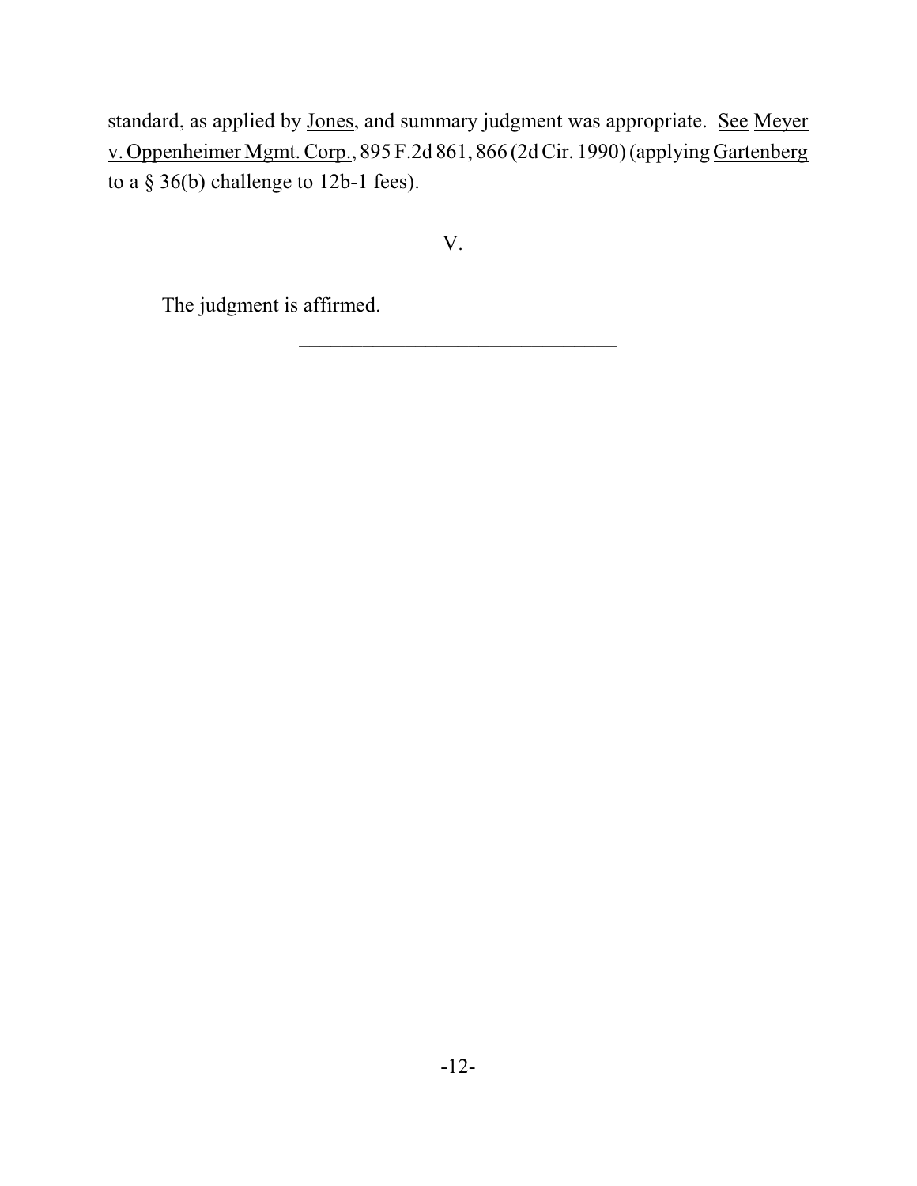standard, as applied by Jones, and summary judgment was appropriate. See Meyer v. Oppenheimer Mgmt. Corp., 895 F.2d 861, 866 (2d Cir. 1990) (applying Gartenberg to a § 36(b) challenge to 12b-1 fees).

## V.

The judgment is affirmed.

______________________________